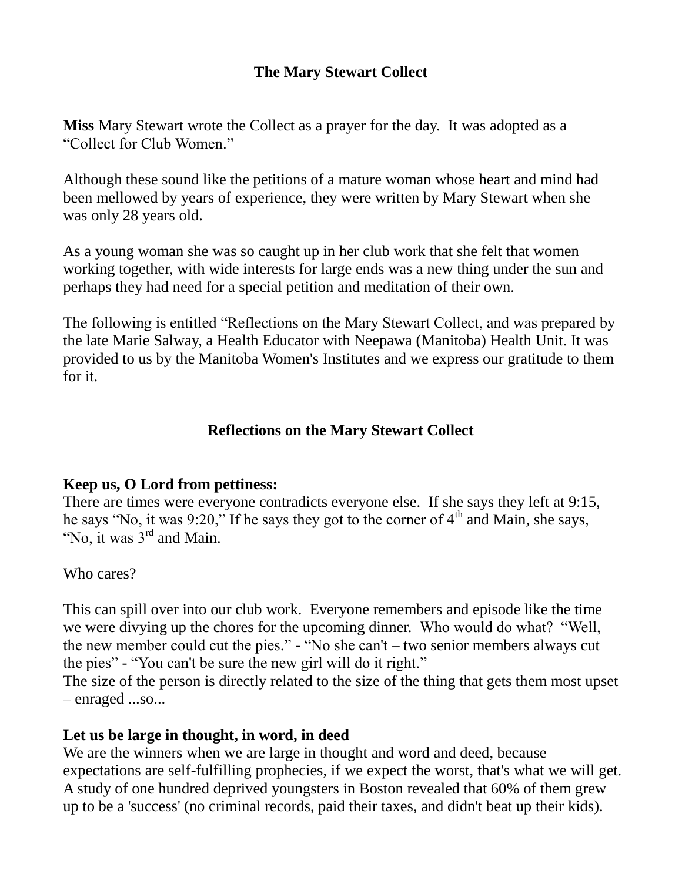## The Mary Stewart Collect

**Miss** Mary Stewart wrote the Collect as a prayer for the day. It was adopted as a "Collect for Club Women."

Although these sound like the petitions of a mature woman whose heart and mind had been mellowed by years of experience, they were written by Mary Stewart when she was only 28 years old.

As a young woman she was so caught up in her club work that she felt that women working together, with wide interests for large ends was a new thing under the sun and perhaps they had need for a special petition and meditation of their own.

The following is entitled "Reflections on the Mary Stewart Collect, and was prepared by the late Marie Salway, a Health Educator with Neepawa (Manitoba) Health Unit. It was provided to us by the Manitoba Women's Institutes and we express our gratitude to them for it.

## Reflections on the Mary Stewart Collect

**Keep us, O Lord from pettiness:**

There are times were everyone contradicts everyone else. If she says they left at 9:15, he says "No, it was 9:20," If he says they got to the corner of 4th and Main, she says, "No, it was 3rd and Main.

Who cares?

This can spill over into our club work. Everyone remembers and episode like the time we were divying up the chores for the upcoming dinner. Who would do what? "Well, the new member could cut the pies." - "No she can't – two senior members always cut the pies" - "You can't be sure the new girl will do it right."

The size of the person is directly related to the size of the thing that gets them most upset – enraged ...so...

**Let us be large in thought, in word, in deed**

We are the winners when we are large in thought and word and deed, because expectations are self-fulfilling prophecies, if we expect the worst, that's what we will get. A study of one hundred deprived youngsters in Boston revealed that 60% of them grew up to be a 'success' (no criminal records, paid their taxes, and didn't beat up their kids).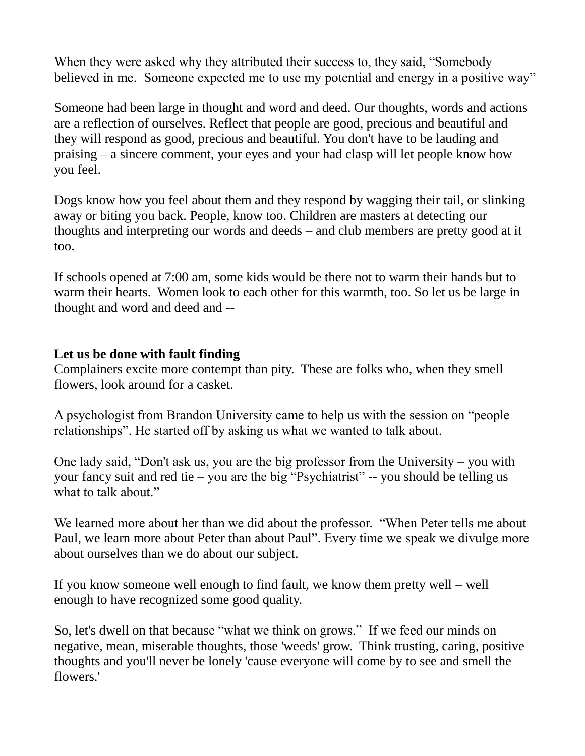When they were asked why they attributed their success to, they said, "Somebody believed in me. Someone expected me to use my potential and energy in a positive way"

Someone had been large in thought and word and deed. Our thoughts, words and actions are a reflection of ourselves. Reflect that people are good, precious and beautiful and they will respond as good, precious and beautiful. You don't have to be lauding and praising – a sincere comment, your eyes and your had clasp will let people know how you feel.

Dogs know how you feel about them and they respond by wagging their tail, or slinking away or biting you back. People, know too. Children are masters at detecting our thoughts and interpreting our words and deeds – and club members are pretty good at it too.

If schools opened at 7:00 am, some kids would be there not to warm their hands but to warm their hearts. Women look to each other for this warmth, too. So let us be large in thought and word and deed and --

**Let us be done with fault finding**

Complainers excite more contempt than pity. These are folks who, when they smell flowers, look around for a casket.

A psychologist from Brandon University came to help us with the session on "people relationships". He started off by asking us what we wanted to talk about.

One lady said, "Don't ask us, you are the big professor from the University – you with your fancy suit and red tie – you are the big "Psychiatrist" -- you should be telling us what to talk about."

We learned more about her than we did about the professor. "When Peter tells me about Paul, we learn more about Peter than about Paul". Every time we speak we divulge more about ourselves than we do about our subject.

If you know someone well enough to find fault, we know them pretty well – well enough to have recognized some good quality.

So, let's dwell on that because "what we think on grows." If we feed our minds on negative, mean, miserable thoughts, those 'weeds' grow. Think trusting, caring, positive thoughts and you'll never be lonely 'cause everyone will come by to see and smell the flowers.'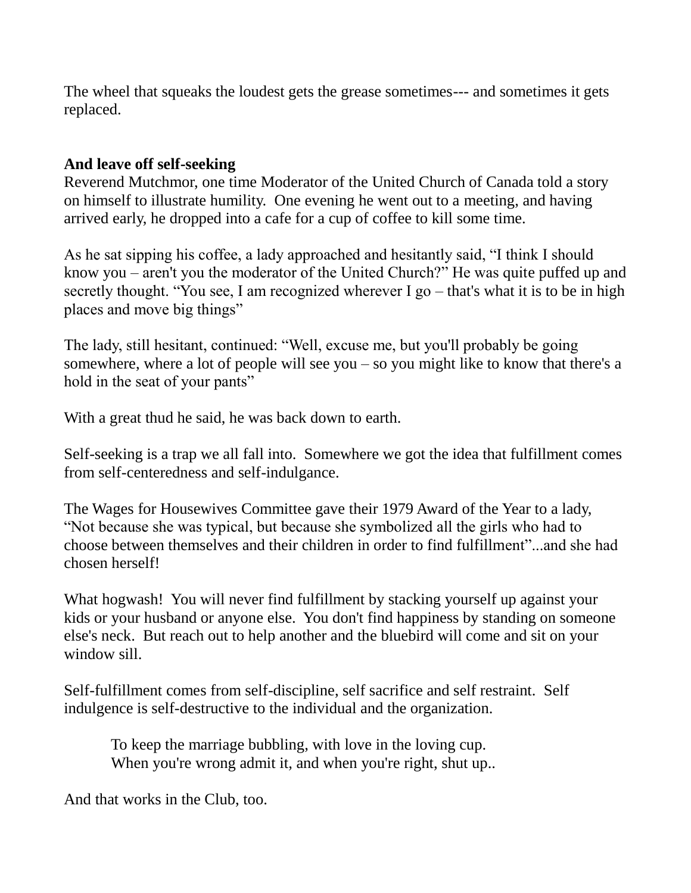The wheel that squeaks the loudest gets the grease sometimes--- and sometimes it gets replaced.

**And leave off self-seeking**

Reverend Mutchmor, one time Moderator of the United Church of Canada told a story on himself to illustrate humility. One evening he went out to a meeting, and having arrived early, he dropped into a cafe for a cup of coffee to kill some time.

As he sat sipping his coffee, a lady approached and hesitantly said, "I think I should know you – aren't you the moderator of the United Church?" He was quite puffed up and secretly thought. "You see, I am recognized wherever I go – that's what it is to be in high places and move big things"

The lady, still hesitant, continued: "Well, excuse me, but you'll probably be going somewhere, where a lot of people will see you – so you might like to know that there's a hold in the seat of your pants"

With a great thud he said, he was back down to earth.

Self-seeking is a trap we all fall into. Somewhere we got the idea that fulfillment comes from self-centeredness and self-indulgance.

The Wages for Housewives Committee gave their 1979 Award of the Year to a lady, "Not because she was typical, but because she symbolized all the girls who had to choose between themselves and their children in order to find fulfillment"...and she had chosen herself!

What hogwash! You will never find fulfillment by stacking yourself up against your kids or your husband or anyone else. You don't find happiness by standing on someone else's neck. But reach out to help another and the bluebird will come and sit on your window sill.

Self-fulfillment comes from self-discipline, self sacrifice and self restraint. Self indulgence is self-destructive to the individual and the organization.

> To keep the marriage bubbling, with love in the loving cup.
> When you're wrong admit it, and when you're right, shut up..

And that works in the Club, too.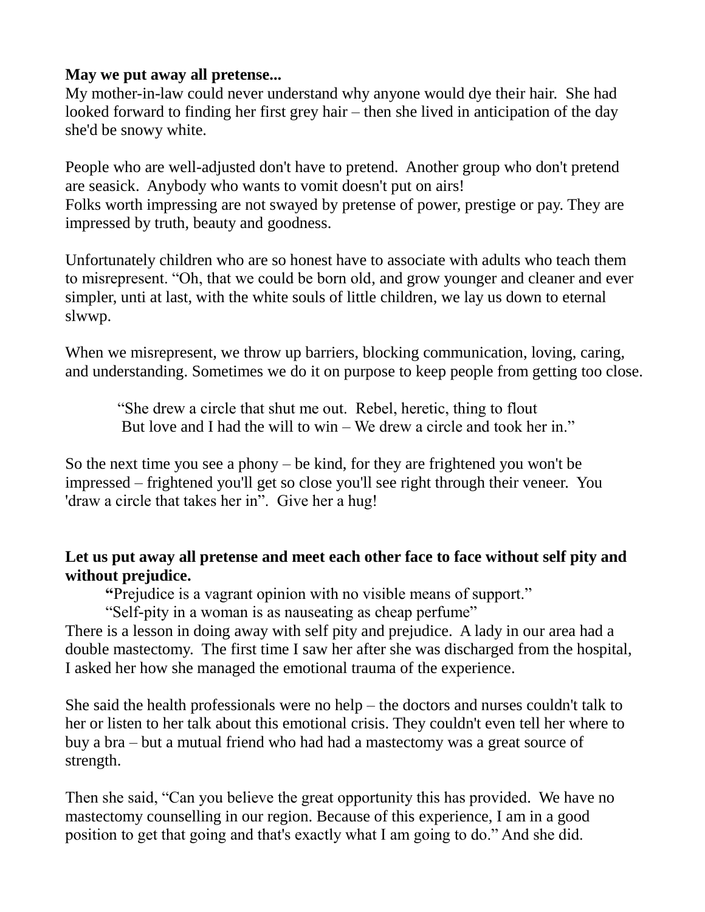**May we put away all pretense...**
My mother-in-law could never understand why anyone would dye their hair. She had looked forward to finding her first grey hair – then she lived in anticipation of the day she'd be snowy white.

People who are well-adjusted don't have to pretend. Another group who don't pretend are seasick. Anybody who wants to vomit doesn't put on airs!
Folks worth impressing are not swayed by pretense of power, prestige or pay. They are impressed by truth, beauty and goodness.

Unfortunately children who are so honest have to associate with adults who teach them to misrepresent. "Oh, that we could be born old, and grow younger and cleaner and ever simpler, unti at last, with the white souls of little children, we lay us down to eternal slwwp.

When we misrepresent, we throw up barriers, blocking communication, loving, caring, and understanding. Sometimes we do it on purpose to keep people from getting too close.

> "She drew a circle that shut me out. Rebel, heretic, thing to flout
> But love and I had the will to win – We drew a circle and took her in."

So the next time you see a phony – be kind, for they are frightened you won't be impressed – frightened you'll get so close you'll see right through their veneer. You 'draw a circle that takes her in". Give her a hug!

**Let us put away all pretense and meet each other face to face without self pity and without prejudice.**

> "Prejudice is a vagrant opinion with no visible means of support."
> "Self-pity in a woman is as nauseating as cheap perfume"

There is a lesson in doing away with self pity and prejudice. A lady in our area had a double mastectomy. The first time I saw her after she was discharged from the hospital, I asked her how she managed the emotional trauma of the experience.

She said the health professionals were no help – the doctors and nurses couldn't talk to her or listen to her talk about this emotional crisis. They couldn't even tell her where to buy a bra – but a mutual friend who had had a mastectomy was a great source of strength.

Then she said, "Can you believe the great opportunity this has provided. We have no mastectomy counselling in our region. Because of this experience, I am in a good position to get that going and that's exactly what I am going to do." And she did.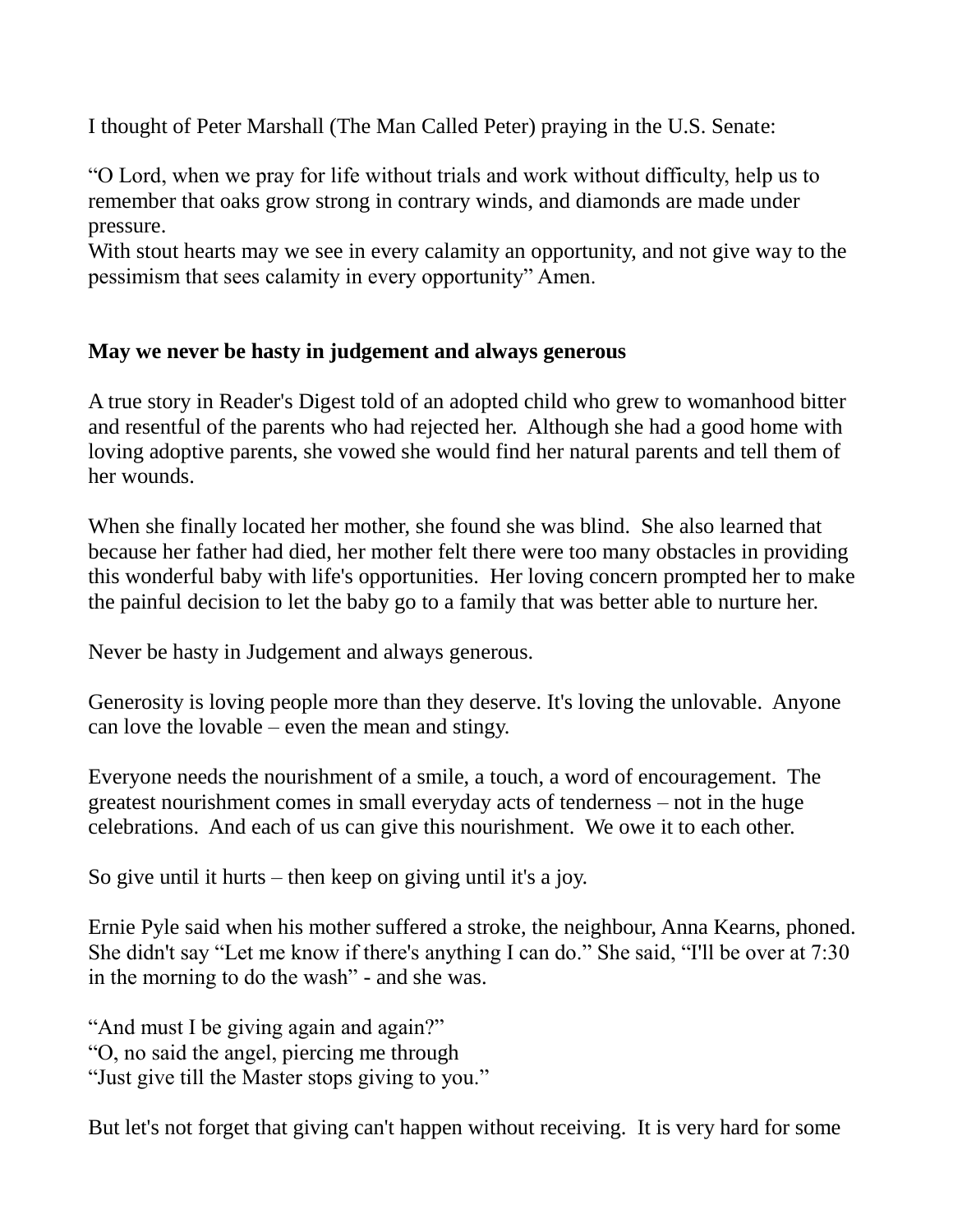I thought of Peter Marshall (The Man Called Peter) praying in the U.S. Senate:

"O Lord, when we pray for life without trials and work without difficulty, help us to remember that oaks grow strong in contrary winds, and diamonds are made under pressure.
With stout hearts may we see in every calamity an opportunity, and not give way to the pessimism that sees calamity in every opportunity" Amen.

**May we never be hasty in judgement and always generous**

A true story in Reader's Digest told of an adopted child who grew to womanhood bitter and resentful of the parents who had rejected her. Although she had a good home with loving adoptive parents, she vowed she would find her natural parents and tell them of her wounds.

When she finally located her mother, she found she was blind. She also learned that because her father had died, her mother felt there were too many obstacles in providing this wonderful baby with life's opportunities. Her loving concern prompted her to make the painful decision to let the baby go to a family that was better able to nurture her.

Never be hasty in Judgement and always generous.

Generosity is loving people more than they deserve. It's loving the unlovable. Anyone can love the lovable – even the mean and stingy.

Everyone needs the nourishment of a smile, a touch, a word of encouragement. The greatest nourishment comes in small everyday acts of tenderness – not in the huge celebrations. And each of us can give this nourishment. We owe it to each other.

So give until it hurts – then keep on giving until it's a joy.

Ernie Pyle said when his mother suffered a stroke, the neighbour, Anna Kearns, phoned. She didn't say "Let me know if there's anything I can do." She said, "I'll be over at 7:30 in the morning to do the wash" - and she was.

"And must I be giving again and again?"
"O, no said the angel, piercing me through
"Just give till the Master stops giving to you."

But let's not forget that giving can't happen without receiving. It is very hard for some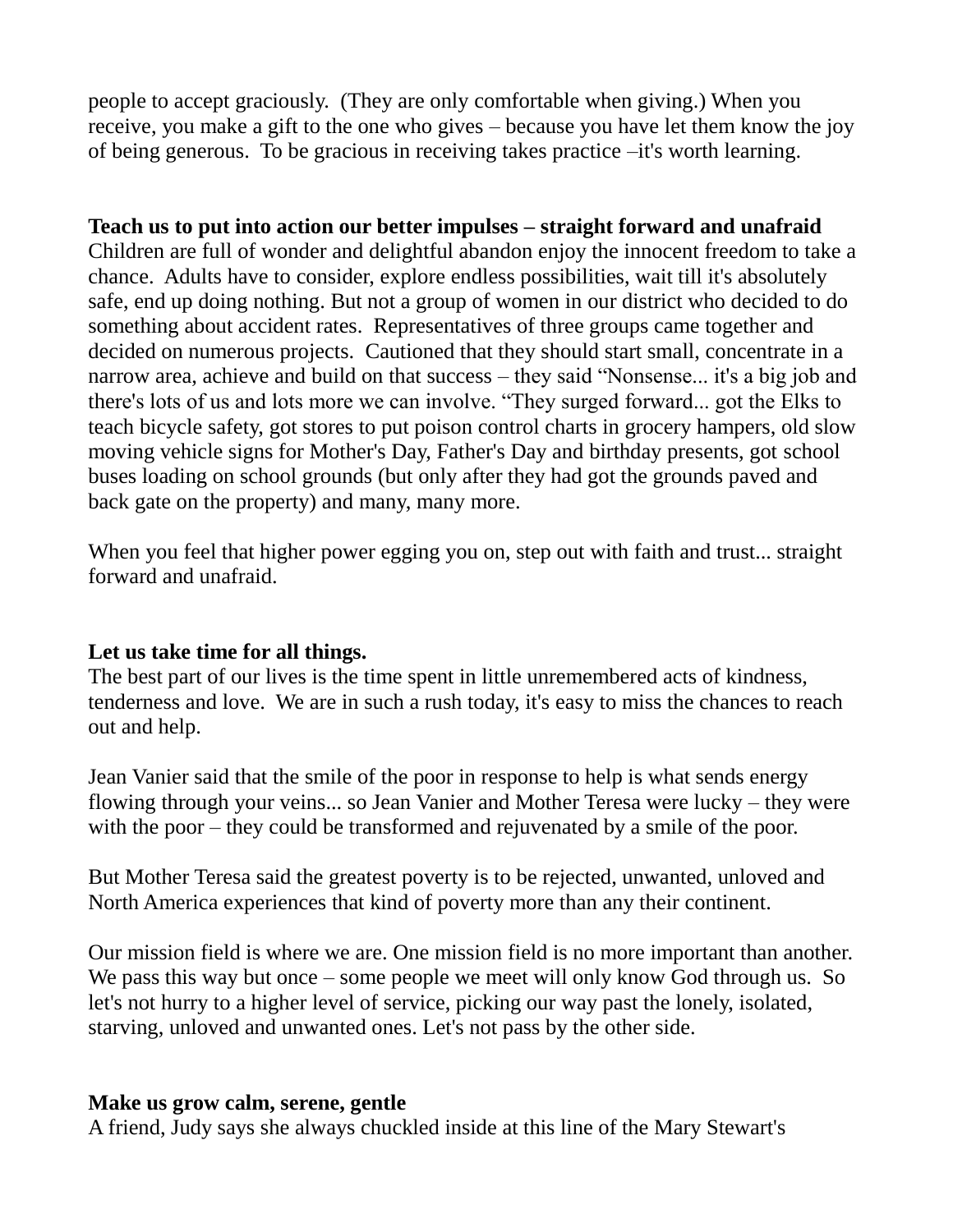people to accept graciously. (They are only comfortable when giving.) When you receive, you make a gift to the one who gives – because you have let them know the joy of being generous. To be gracious in receiving takes practice –it's worth learning.

**Teach us to put into action our better impulses – straight forward and unafraid**
Children are full of wonder and delightful abandon enjoy the innocent freedom to take a chance. Adults have to consider, explore endless possibilities, wait till it's absolutely safe, end up doing nothing. But not a group of women in our district who decided to do something about accident rates. Representatives of three groups came together and decided on numerous projects. Cautioned that they should start small, concentrate in a narrow area, achieve and build on that success – they said "Nonsense... it's a big job and there's lots of us and lots more we can involve. "They surged forward... got the Elks to teach bicycle safety, got stores to put poison control charts in grocery hampers, old slow moving vehicle signs for Mother's Day, Father's Day and birthday presents, got school buses loading on school grounds (but only after they had got the grounds paved and back gate on the property) and many, many more.

When you feel that higher power egging you on, step out with faith and trust... straight forward and unafraid.

**Let us take time for all things.**
The best part of our lives is the time spent in little unremembered acts of kindness, tenderness and love. We are in such a rush today, it's easy to miss the chances to reach out and help.

Jean Vanier said that the smile of the poor in response to help is what sends energy flowing through your veins... so Jean Vanier and Mother Teresa were lucky – they were with the poor – they could be transformed and rejuvenated by a smile of the poor.

But Mother Teresa said the greatest poverty is to be rejected, unwanted, unloved and North America experiences that kind of poverty more than any their continent.

Our mission field is where we are. One mission field is no more important than another. We pass this way but once – some people we meet will only know God through us. So let's not hurry to a higher level of service, picking our way past the lonely, isolated, starving, unloved and unwanted ones. Let's not pass by the other side.

**Make us grow calm, serene, gentle**
A friend, Judy says she always chuckled inside at this line of the Mary Stewart's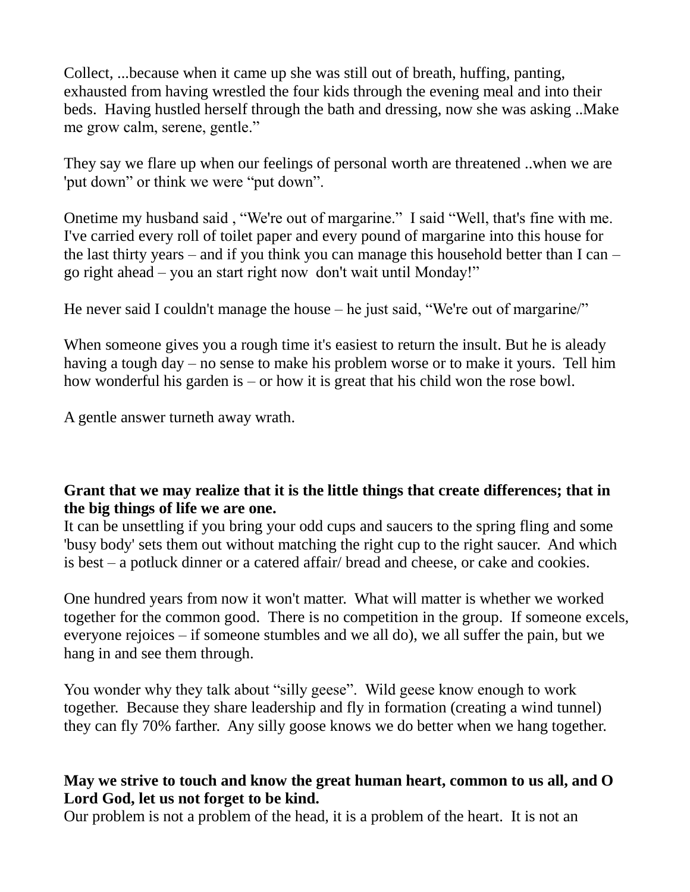Collect, ...because when it came up she was still out of breath, huffing, panting, exhausted from having wrestled the four kids through the evening meal and into their beds. Having hustled herself through the bath and dressing, now she was asking ..Make me grow calm, serene, gentle."

They say we flare up when our feelings of personal worth are threatened ..when we are 'put down" or think we were "put down".

Onetime my husband said , "We're out of margarine." I said "Well, that's fine with me. I've carried every roll of toilet paper and every pound of margarine into this house for the last thirty years – and if you think you can manage this household better than I can – go right ahead – you an start right now don't wait until Monday!"

He never said I couldn't manage the house – he just said, "We're out of margarine/"

When someone gives you a rough time it's easiest to return the insult. But he is aleady having a tough day – no sense to make his problem worse or to make it yours. Tell him how wonderful his garden is – or how it is great that his child won the rose bowl.

A gentle answer turneth away wrath.

**Grant that we may realize that it is the little things that create differences; that in the big things of life we are one.**

It can be unsettling if you bring your odd cups and saucers to the spring fling and some 'busy body' sets them out without matching the right cup to the right saucer. And which is best – a potluck dinner or a catered affair/ bread and cheese, or cake and cookies.

One hundred years from now it won't matter. What will matter is whether we worked together for the common good. There is no competition in the group. If someone excels, everyone rejoices – if someone stumbles and we all do), we all suffer the pain, but we hang in and see them through.

You wonder why they talk about "silly geese". Wild geese know enough to work together. Because they share leadership and fly in formation (creating a wind tunnel) they can fly 70% farther. Any silly goose knows we do better when we hang together.

**May we strive to touch and know the great human heart, common to us all, and O Lord God, let us not forget to be kind.**

Our problem is not a problem of the head, it is a problem of the heart. It is not an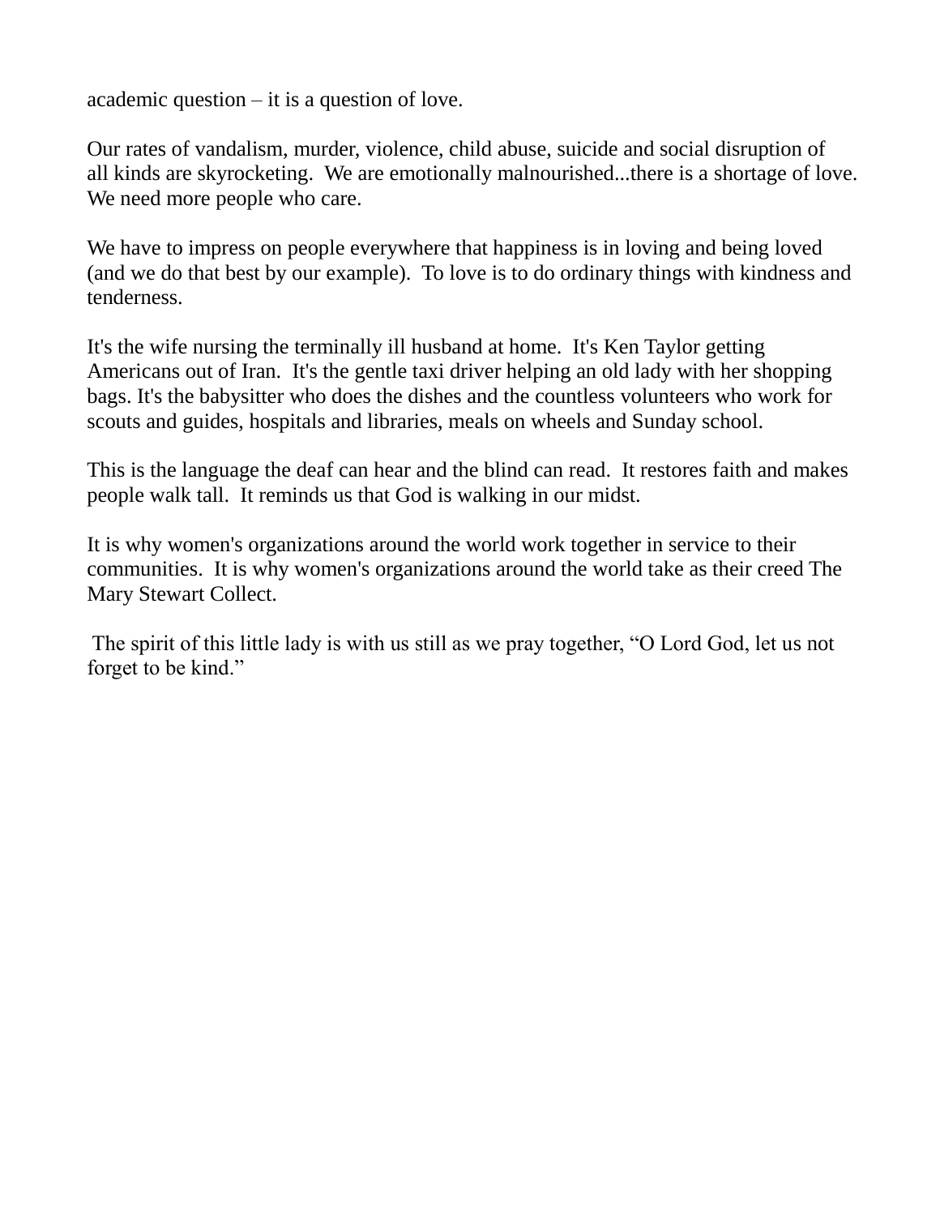academic question – it is a question of love.

Our rates of vandalism, murder, violence, child abuse, suicide and social disruption of all kinds are skyrocketing. We are emotionally malnourished...there is a shortage of love. We need more people who care.

We have to impress on people everywhere that happiness is in loving and being loved (and we do that best by our example). To love is to do ordinary things with kindness and tenderness.

It's the wife nursing the terminally ill husband at home. It's Ken Taylor getting Americans out of Iran. It's the gentle taxi driver helping an old lady with her shopping bags. It's the babysitter who does the dishes and the countless volunteers who work for scouts and guides, hospitals and libraries, meals on wheels and Sunday school.

This is the language the deaf can hear and the blind can read. It restores faith and makes people walk tall. It reminds us that God is walking in our midst.

It is why women's organizations around the world work together in service to their communities. It is why women's organizations around the world take as their creed The Mary Stewart Collect.

The spirit of this little lady is with us still as we pray together, "O Lord God, let us not forget to be kind."